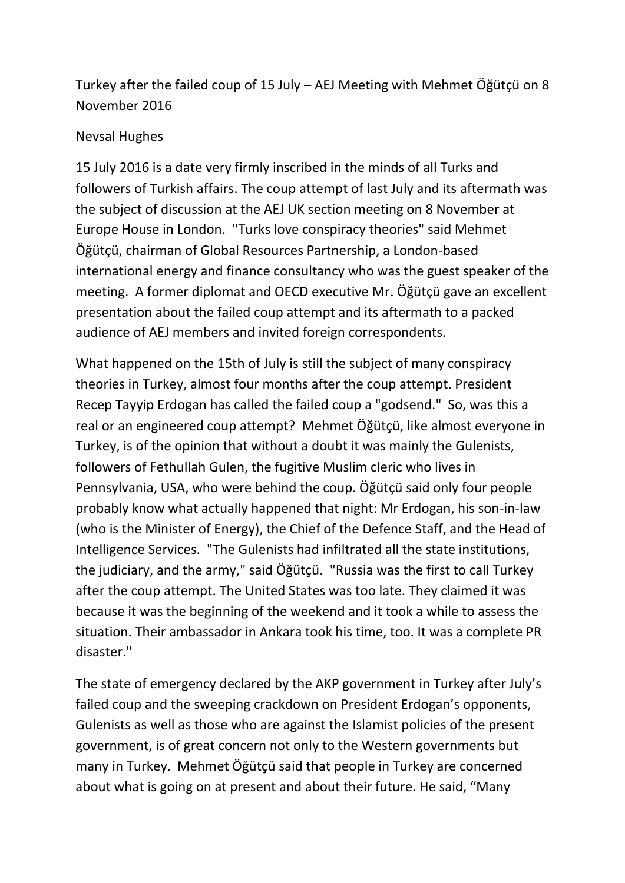# Turkey after the failed coup of 15 July – AEJ Meeting with Mehmet Öğütçü on 8 November 2016

Nevsal Hughes

15 July 2016 is a date very firmly inscribed in the minds of all Turks and followers of Turkish affairs. The coup attempt of last July and its aftermath was the subject of discussion at the AEJ UK section meeting on 8 November at Europe House in London. "Turks love conspiracy theories" said Mehmet Öğütçü, chairman of Global Resources Partnership, a London-based international energy and finance consultancy who was the guest speaker of the meeting. A former diplomat and OECD executive Mr. Öğütçü gave an excellent presentation about the failed coup attempt and its aftermath to a packed audience of AEJ members and invited foreign correspondents.

What happened on the 15th of July is still the subject of many conspiracy theories in Turkey, almost four months after the coup attempt. President Recep Tayyip Erdogan has called the failed coup a "godsend." So, was this a real or an engineered coup attempt? Mehmet Öğütçü, like almost everyone in Turkey, is of the opinion that without a doubt it was mainly the Gulenists, followers of Fethullah Gulen, the fugitive Muslim cleric who lives in Pennsylvania, USA, who were behind the coup. Öğütçü said only four people probably know what actually happened that night: Mr Erdogan, his son-in-law (who is the Minister of Energy), the Chief of the Defence Staff, and the Head of Intelligence Services. "The Gulenists had infiltrated all the state institutions, the judiciary, and the army," said Öğütçü. "Russia was the first to call Turkey after the coup attempt. The United States was too late. They claimed it was because it was the beginning of the weekend and it took a while to assess the situation. Their ambassador in Ankara took his time, too. It was a complete PR disaster."

The state of emergency declared by the AKP government in Turkey after July's failed coup and the sweeping crackdown on President Erdogan's opponents, Gulenists as well as those who are against the Islamist policies of the present government, is of great concern not only to the Western governments but many in Turkey. Mehmet Öğütçü said that people in Turkey are concerned about what is going on at present and about their future. He said, "Many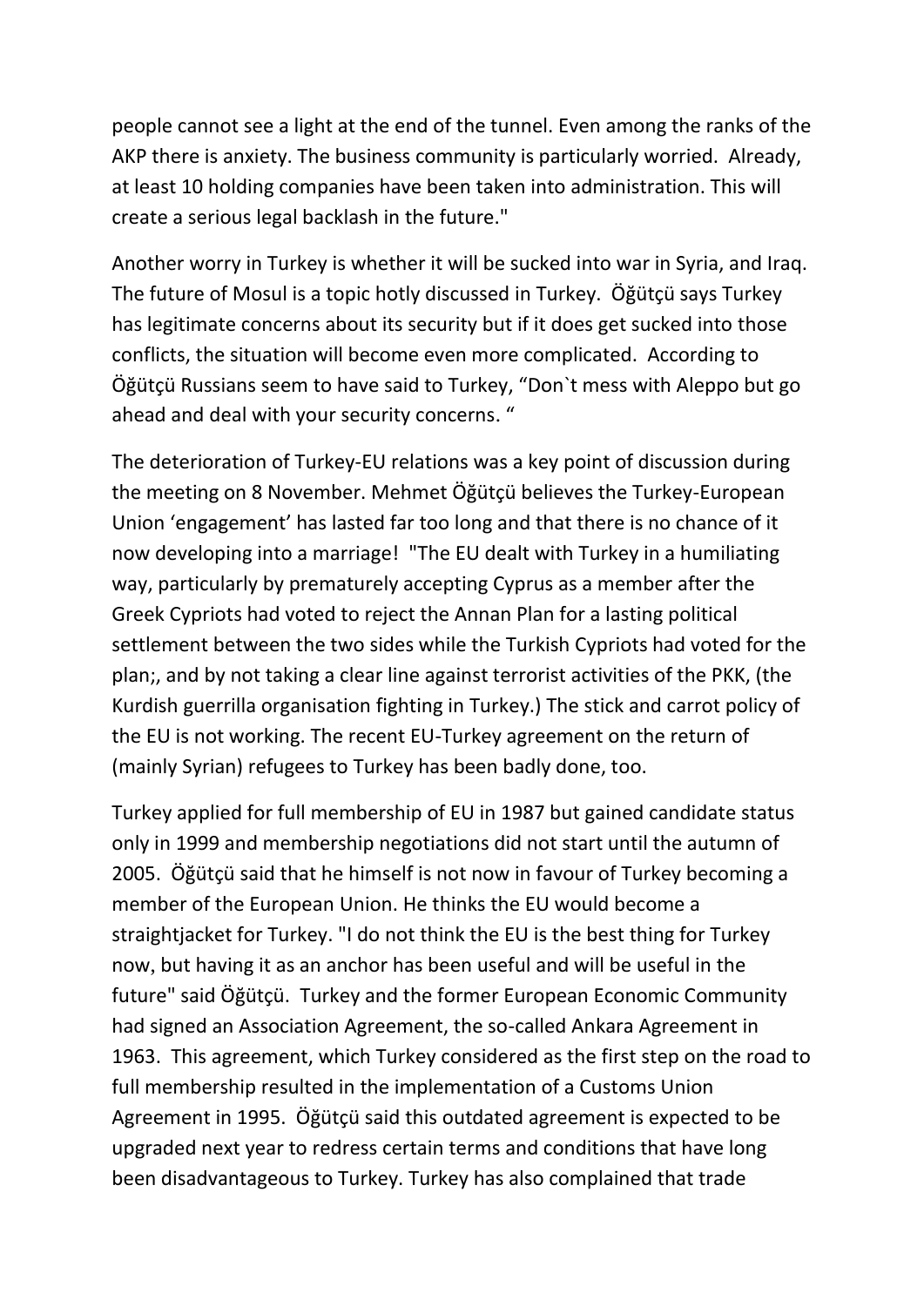people cannot see a light at the end of the tunnel. Even among the ranks of the AKP there is anxiety. The business community is particularly worried. Already, at least 10 holding companies have been taken into administration. This will create a serious legal backlash in the future."

Another worry in Turkey is whether it will be sucked into war in Syria, and Iraq. The future of Mosul is a topic hotly discussed in Turkey. Öğütçü says Turkey has legitimate concerns about its security but if it does get sucked into those conflicts, the situation will become even more complicated. According to Öğütçü Russians seem to have said to Turkey, "Don`t mess with Aleppo but go ahead and deal with your security concerns. "

The deterioration of Turkey-EU relations was a key point of discussion during the meeting on 8 November. Mehmet Öğütçü believes the Turkey-European Union 'engagement' has lasted far too long and that there is no chance of it now developing into a marriage! "The EU dealt with Turkey in a humiliating way, particularly by prematurely accepting Cyprus as a member after the Greek Cypriots had voted to reject the Annan Plan for a lasting political settlement between the two sides while the Turkish Cypriots had voted for the plan;, and by not taking a clear line against terrorist activities of the PKK, (the Kurdish guerrilla organisation fighting in Turkey.) The stick and carrot policy of the EU is not working. The recent EU-Turkey agreement on the return of (mainly Syrian) refugees to Turkey has been badly done, too.

Turkey applied for full membership of EU in 1987 but gained candidate status only in 1999 and membership negotiations did not start until the autumn of 2005. Öğütçü said that he himself is not now in favour of Turkey becoming a member of the European Union. He thinks the EU would become a straightjacket for Turkey. "I do not think the EU is the best thing for Turkey now, but having it as an anchor has been useful and will be useful in the future" said Öğütçü. Turkey and the former European Economic Community had signed an Association Agreement, the so-called Ankara Agreement in 1963. This agreement, which Turkey considered as the first step on the road to full membership resulted in the implementation of a Customs Union Agreement in 1995. Öğütçü said this outdated agreement is expected to be upgraded next year to redress certain terms and conditions that have long been disadvantageous to Turkey. Turkey has also complained that trade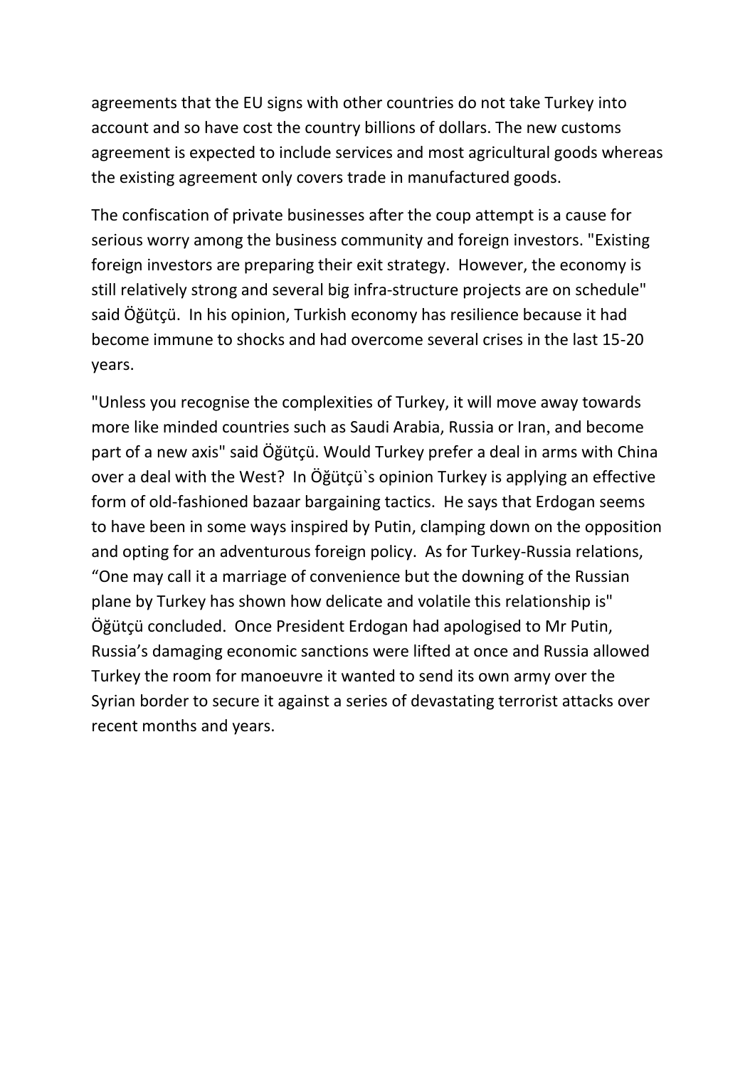agreements that the EU signs with other countries do not take Turkey into account and so have cost the country billions of dollars. The new customs agreement is expected to include services and most agricultural goods whereas the existing agreement only covers trade in manufactured goods.

The confiscation of private businesses after the coup attempt is a cause for serious worry among the business community and foreign investors. "Existing foreign investors are preparing their exit strategy.  However, the economy is still relatively strong and several big infra-structure projects are on schedule" said Öğütçü.  In his opinion, Turkish economy has resilience because it had become immune to shocks and had overcome several crises in the last 15-20 years.

"Unless you recognise the complexities of Turkey, it will move away towards more like minded countries such as Saudi Arabia, Russia or Iran, and become part of a new axis" said Öğütçü. Would Turkey prefer a deal in arms with China over a deal with the West?  In Öğütçü`s opinion Turkey is applying an effective form of old-fashioned bazaar bargaining tactics.  He says that Erdogan seems to have been in some ways inspired by Putin, clamping down on the opposition and opting for an adventurous foreign policy.  As for Turkey-Russia relations, "One may call it a marriage of convenience but the downing of the Russian plane by Turkey has shown how delicate and volatile this relationship is" Öğütçü concluded.  Once President Erdogan had apologised to Mr Putin, Russia's damaging economic sanctions were lifted at once and Russia allowed Turkey the room for manoeuvre it wanted to send its own army over the Syrian border to secure it against a series of devastating terrorist attacks over recent months and years.